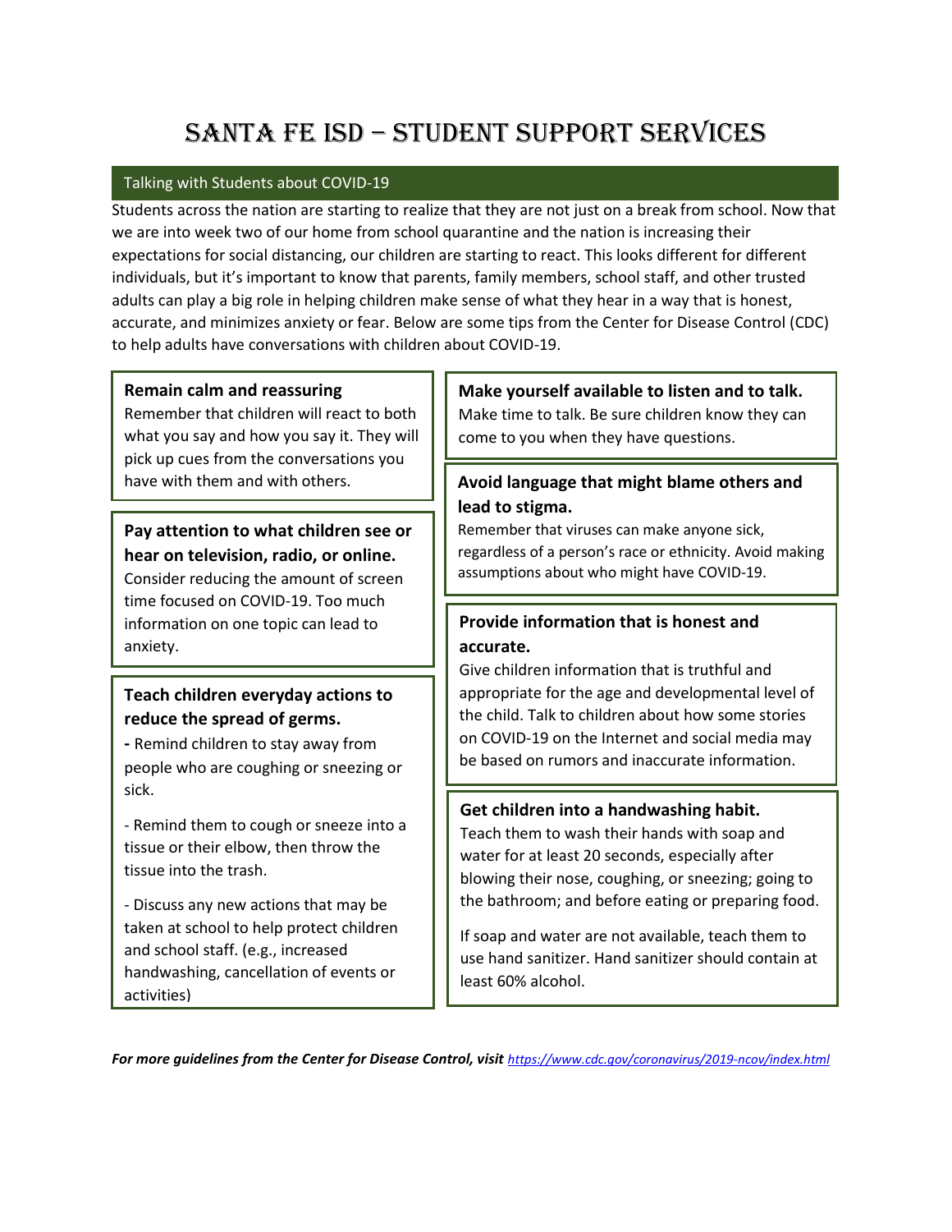# Santa Fe ISD – Student Support Services

## Talking with Students about COVID-19

Students across the nation are starting to realize that they are not just on a break from school. Now that we are into week two of our home from school quarantine and the nation is increasing their expectations for social distancing, our children are starting to react. This looks different for different individuals, but it's important to know that parents, family members, school staff, and other trusted adults can play a big role in helping children make sense of what they hear in a way that is honest, accurate, and minimizes anxiety or fear. Below are some tips from the Center for Disease Control (CDC) to help adults have conversations with children about COVID-19.

**Remain calm and reassuring**

Remember that children will react to both what you say and how you say it. They will pick up cues from the conversations you have with them and with others.

**Pay attention to what children see or hear on television, radio, or online.**

Consider reducing the amount of screen time focused on COVID-19. Too much information on one topic can lead to anxiety.

**Teach children everyday actions to reduce the spread of germs.**

- Remind children to stay away from people who are coughing or sneezing or sick.
- Remind them to cough or sneeze into a tissue or their elbow, then throw the tissue into the trash.
- Discuss any new actions that may be taken at school to help protect children and school staff. (e.g., increased handwashing, cancellation of events or activities)

**Make yourself available to listen and to talk.**

Make time to talk. Be sure children know they can come to you when they have questions.

**Avoid language that might blame others and lead to stigma.**

Remember that viruses can make anyone sick, regardless of a person's race or ethnicity. Avoid making assumptions about who might have COVID-19.

**Provide information that is honest and accurate.**

Give children information that is truthful and appropriate for the age and developmental level of the child. Talk to children about how some stories on COVID-19 on the Internet and social media may be based on rumors and inaccurate information.

**Get children into a handwashing habit.**

Teach them to wash their hands with soap and water for at least 20 seconds, especially after blowing their nose, coughing, or sneezing; going to the bathroom; and before eating or preparing food.

If soap and water are not available, teach them to use hand sanitizer. Hand sanitizer should contain at least 60% alcohol.

***For more guidelines from the Center for Disease Control, visit*** *https://www.cdc.gov/coronavirus/2019-ncov/index.html*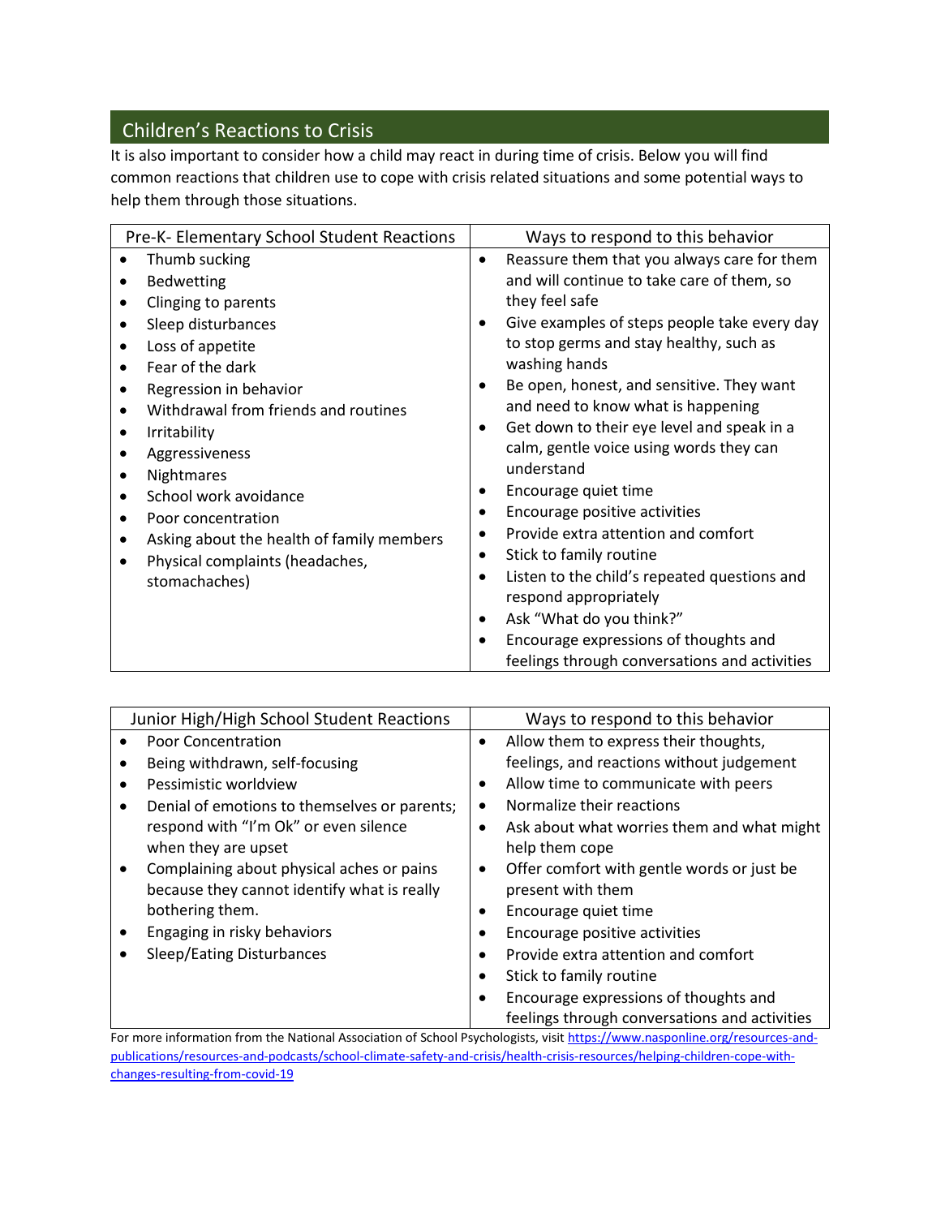## Children's Reactions to Crisis

It is also important to consider how a child may react in during time of crisis. Below you will find common reactions that children use to cope with crisis related situations and some potential ways to help them through those situations.

| Pre-K- Elementary School Student Reactions | Ways to respond to this behavior |
|---|---|
| • Thumb sucking<br>• Bedwetting<br>• Clinging to parents<br>• Sleep disturbances<br>• Loss of appetite<br>• Fear of the dark<br>• Regression in behavior<br>• Withdrawal from friends and routines<br>• Irritability<br>• Aggressiveness<br>• Nightmares<br>• School work avoidance<br>• Poor concentration<br>• Asking about the health of family members<br>• Physical complaints (headaches, stomachaches) | • Reassure them that you always care for them and will continue to take care of them, so they feel safe<br>• Give examples of steps people take every day to stop germs and stay healthy, such as washing hands<br>• Be open, honest, and sensitive. They want and need to know what is happening<br>• Get down to their eye level and speak in a calm, gentle voice using words they can understand<br>• Encourage quiet time<br>• Encourage positive activities<br>• Provide extra attention and comfort<br>• Stick to family routine<br>• Listen to the child's repeated questions and respond appropriately<br>• Ask "What do you think?"<br>• Encourage expressions of thoughts and feelings through conversations and activities |

| Junior High/High School Student Reactions | Ways to respond to this behavior |
|---|---|
| • Poor Concentration<br>• Being withdrawn, self-focusing<br>• Pessimistic worldview<br>• Denial of emotions to themselves or parents; respond with "I'm Ok" or even silence when they are upset<br>• Complaining about physical aches or pains because they cannot identify what is really bothering them.<br>• Engaging in risky behaviors<br>• Sleep/Eating Disturbances | • Allow them to express their thoughts, feelings, and reactions without judgement<br>• Allow time to communicate with peers<br>• Normalize their reactions<br>• Ask about what worries them and what might help them cope<br>• Offer comfort with gentle words or just be present with them<br>• Encourage quiet time<br>• Encourage positive activities<br>• Provide extra attention and comfort<br>• Stick to family routine<br>• Encourage expressions of thoughts and feelings through conversations and activities |

For more information from the National Association of School Psychologists, visit https://www.nasponline.org/resources-and-publications/resources-and-podcasts/school-climate-safety-and-crisis/health-crisis-resources/helping-children-cope-with-changes-resulting-from-covid-19